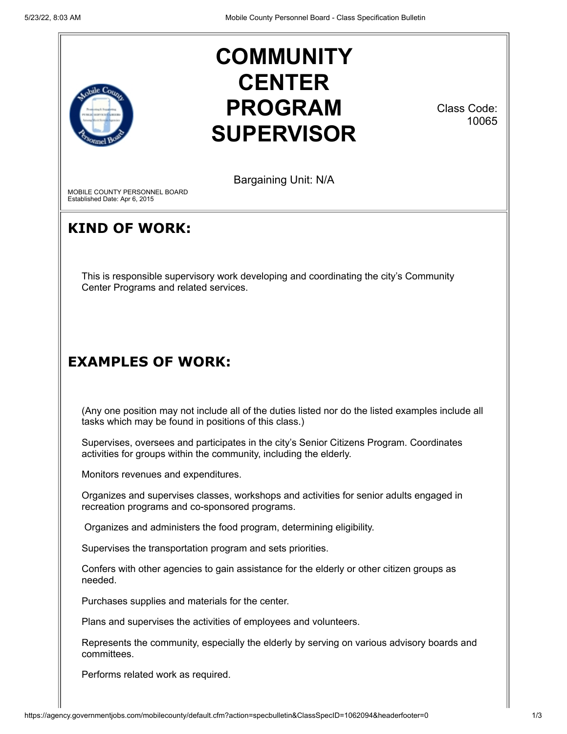# COMMUNITY CENTER PROGRAM SUPERVISOR

Class Code: 10065

Bargaining Unit: N/A

MOBILE COUNTY PERSONNEL BOARD
Established Date: Apr 6, 2015

## KIND OF WORK:

This is responsible supervisory work developing and coordinating the city's Community Center Programs and related services.

## EXAMPLES OF WORK:

(Any one position may not include all of the duties listed nor do the listed examples include all tasks which may be found in positions of this class.)

Supervises, oversees and participates in the city's Senior Citizens Program. Coordinates activities for groups within the community, including the elderly.

Monitors revenues and expenditures.

Organizes and supervises classes, workshops and activities for senior adults engaged in recreation programs and co-sponsored programs.

Organizes and administers the food program, determining eligibility.

Supervises the transportation program and sets priorities.

Confers with other agencies to gain assistance for the elderly or other citizen groups as needed.

Purchases supplies and materials for the center.

Plans and supervises the activities of employees and volunteers.

Represents the community, especially the elderly by serving on various advisory boards and committees.

Performs related work as required.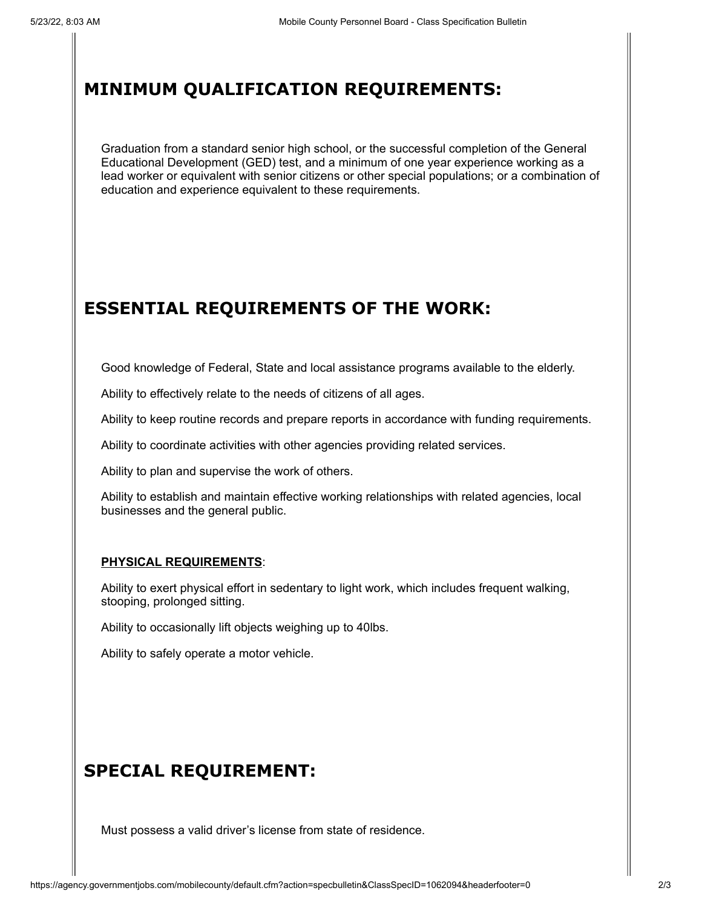## MINIMUM QUALIFICATION REQUIREMENTS:

Graduation from a standard senior high school, or the successful completion of the General Educational Development (GED) test, and a minimum of one year experience working as a lead worker or equivalent with senior citizens or other special populations; or a combination of education and experience equivalent to these requirements.

## ESSENTIAL REQUIREMENTS OF THE WORK:

Good knowledge of Federal, State and local assistance programs available to the elderly.

Ability to effectively relate to the needs of citizens of all ages.

Ability to keep routine records and prepare reports in accordance with funding requirements.

Ability to coordinate activities with other agencies providing related services.

Ability to plan and supervise the work of others.

Ability to establish and maintain effective working relationships with related agencies, local businesses and the general public.

**PHYSICAL REQUIREMENTS**:

Ability to exert physical effort in sedentary to light work, which includes frequent walking, stooping, prolonged sitting.

Ability to occasionally lift objects weighing up to 40lbs.

Ability to safely operate a motor vehicle.

## SPECIAL REQUIREMENT:

Must possess a valid driver's license from state of residence.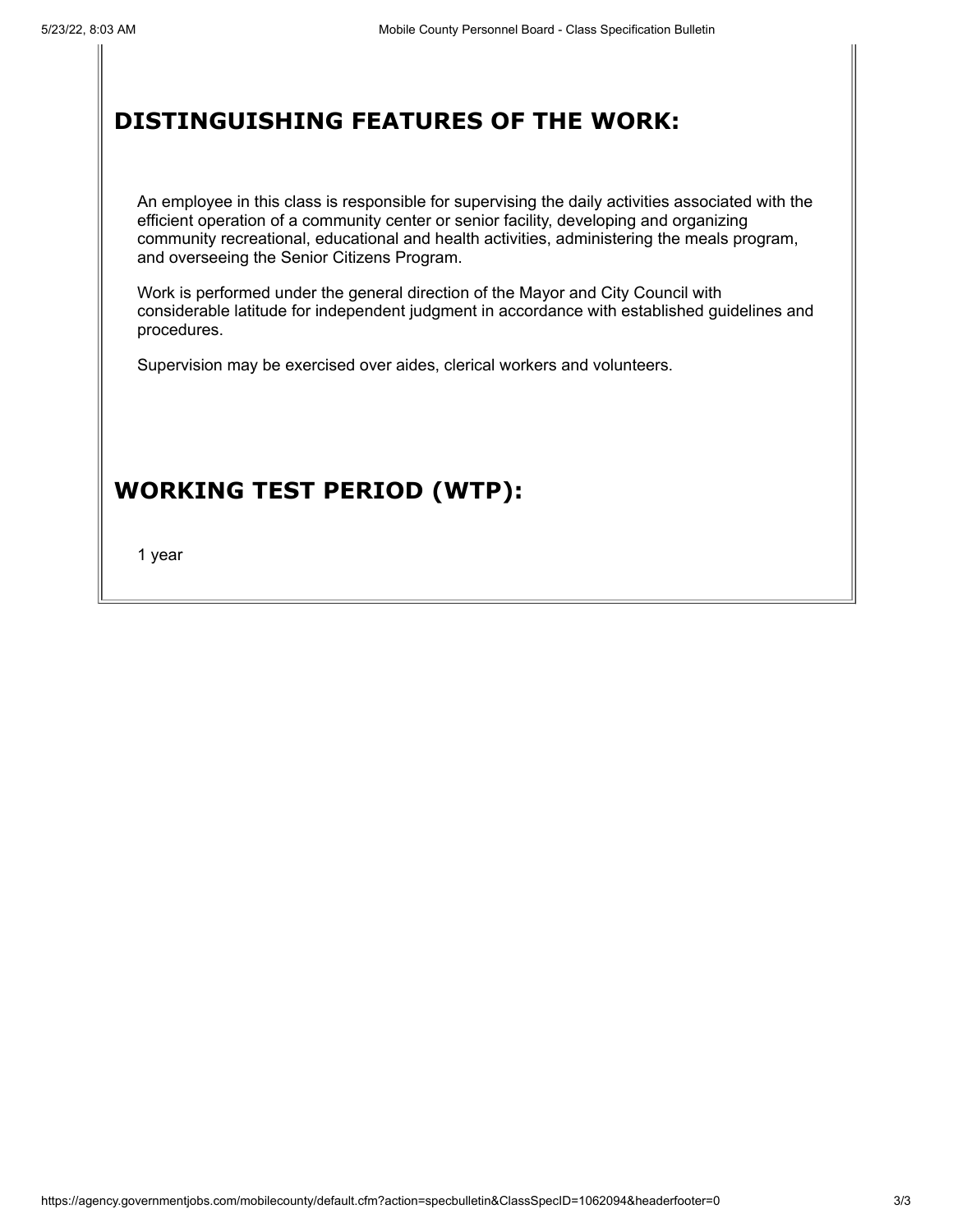## DISTINGUISHING FEATURES OF THE WORK:

An employee in this class is responsible for supervising the daily activities associated with the efficient operation of a community center or senior facility, developing and organizing community recreational, educational and health activities, administering the meals program, and overseeing the Senior Citizens Program.

Work is performed under the general direction of the Mayor and City Council with considerable latitude for independent judgment in accordance with established guidelines and procedures.

Supervision may be exercised over aides, clerical workers and volunteers.

## WORKING TEST PERIOD (WTP):

1 year